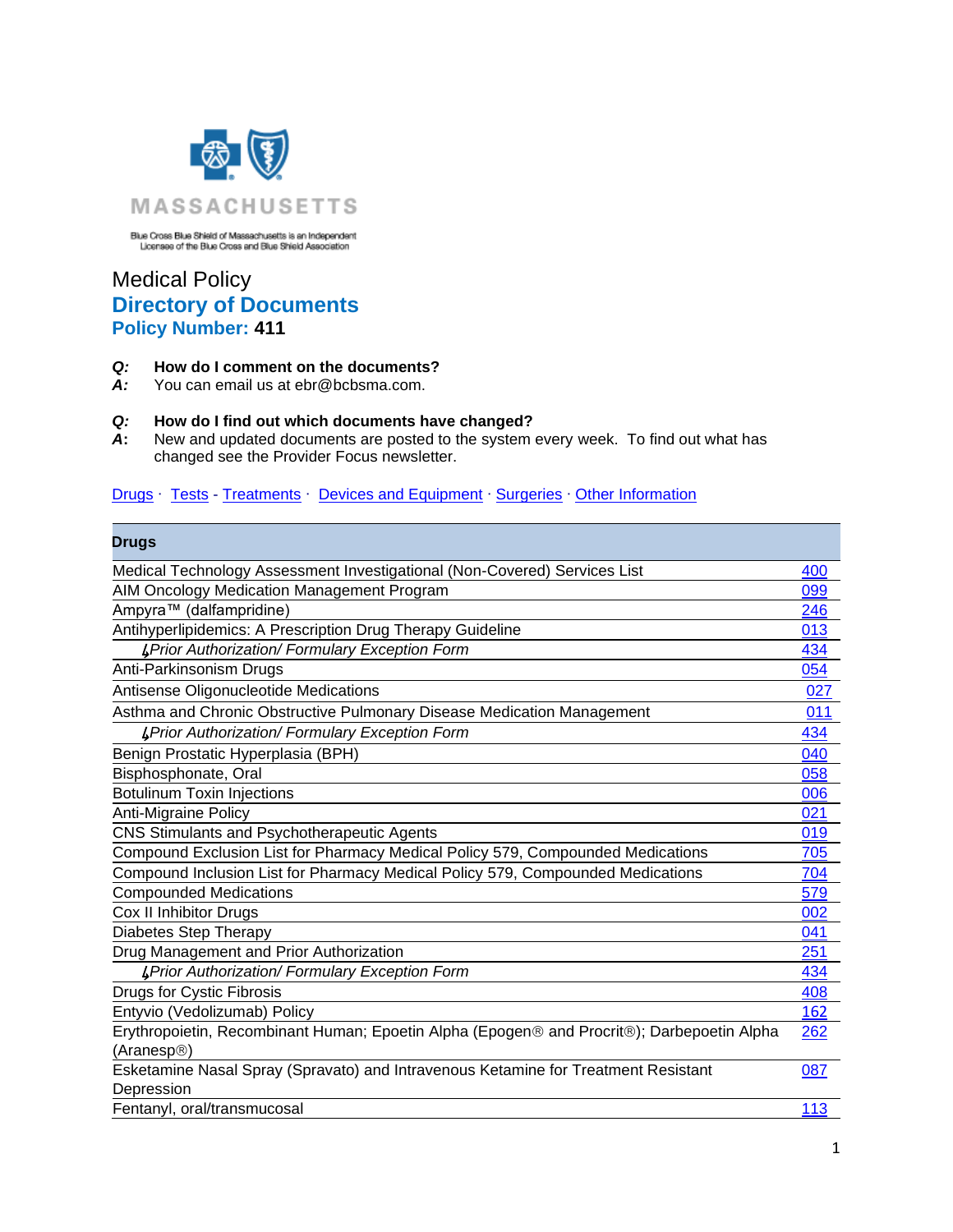Blue Cross Blue Shield of Massachusetts is an Independent Licensee of the Blue Cross and Blue Shield Association

# Medical Policy
## Directory of Documents
### Policy Number: 411

***Q:*** **How do I comment on the documents?**
***A:*** You can email us at ebr@bcbsma.com.

***Q:*** **How do I find out which documents have changed?**
***A*:** New and updated documents are posted to the system every week. To find out what has changed see the Provider Focus newsletter.

Drugs · Tests - Treatments · Devices and Equipment · Surgeries · Other Information

| **Drugs** | |
|---|---|
| Medical Technology Assessment Investigational (Non-Covered) Services List | 400 |
| AIM Oncology Medication Management Program | 099 |
| Ampyra™ (dalfampridine) | 246 |
| Antihyperlipidemics: A Prescription Drug Therapy Guideline | 013 |
| *Prior Authorization/ Formulary Exception Form* | 434 |
| Anti-Parkinsonism Drugs | 054 |
| Antisense Oligonucleotide Medications | 027 |
| Asthma and Chronic Obstructive Pulmonary Disease Medication Management | 011 |
| *Prior Authorization/ Formulary Exception Form* | 434 |
| Benign Prostatic Hyperplasia (BPH) | 040 |
| Bisphosphonate, Oral | 058 |
| Botulinum Toxin Injections | 006 |
| Anti-Migraine Policy | 021 |
| CNS Stimulants and Psychotherapeutic Agents | 019 |
| Compound Exclusion List for Pharmacy Medical Policy 579, Compounded Medications | 705 |
| Compound Inclusion List for Pharmacy Medical Policy 579, Compounded Medications | 704 |
| Compounded Medications | 579 |
| Cox II Inhibitor Drugs | 002 |
| Diabetes Step Therapy | 041 |
| Drug Management and Prior Authorization | 251 |
| *Prior Authorization/ Formulary Exception Form* | 434 |
| Drugs for Cystic Fibrosis | 408 |
| Entyvio (Vedolizumab) Policy | 162 |
| Erythropoietin, Recombinant Human; Epoetin Alpha (Epogen® and Procrit®); Darbepoetin Alpha (Aranesp®) | 262 |
| Esketamine Nasal Spray (Spravato) and Intravenous Ketamine for Treatment Resistant Depression | 087 |
| Fentanyl, oral/transmucosal | 113 |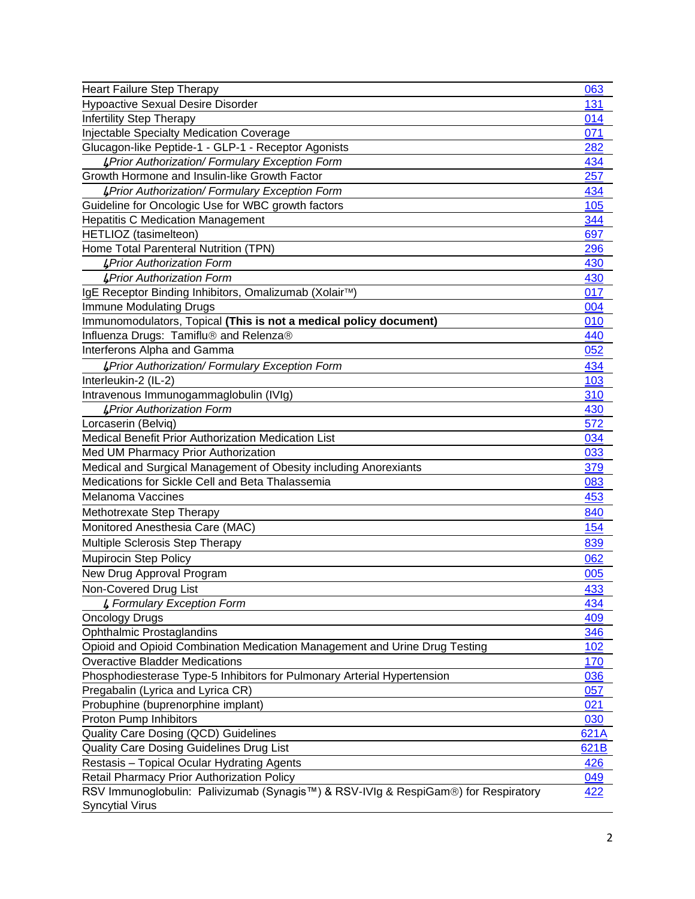| | |
|---|---|
| Heart Failure Step Therapy | 063 |
| Hypoactive Sexual Desire Disorder | 131 |
| Infertility Step Therapy | 014 |
| Injectable Specialty Medication Coverage | 071 |
| Glucagon-like Peptide-1 - GLP-1 - Receptor Agonists | 282 |
| ↳*Prior Authorization/ Formulary Exception Form* | 434 |
| Growth Hormone and Insulin-like Growth Factor | 257 |
| ↳*Prior Authorization/ Formulary Exception Form* | 434 |
| Guideline for Oncologic Use for WBC growth factors | 105 |
| Hepatitis C Medication Management | 344 |
| HETLIOZ (tasimelteon) | 697 |
| Home Total Parenteral Nutrition (TPN) | 296 |
| ↳*Prior Authorization Form* | 430 |
| ↳*Prior Authorization Form* | 430 |
| IgE Receptor Binding Inhibitors, Omalizumab (Xolair™) | 017 |
| Immune Modulating Drugs | 004 |
| Immunomodulators, Topical **(This is not a medical policy document)** | 010 |
| Influenza Drugs: Tamiflu® and Relenza® | 440 |
| Interferons Alpha and Gamma | 052 |
| ↳*Prior Authorization/ Formulary Exception Form* | 434 |
| Interleukin-2 (IL-2) | 103 |
| Intravenous Immunogammaglobulin (IVIg) | 310 |
| ↳*Prior Authorization Form* | 430 |
| Lorcaserin (Belviq) | 572 |
| Medical Benefit Prior Authorization Medication List | 034 |
| Med UM Pharmacy Prior Authorization | 033 |
| Medical and Surgical Management of Obesity including Anorexiants | 379 |
| Medications for Sickle Cell and Beta Thalassemia | 083 |
| Melanoma Vaccines | 453 |
| Methotrexate Step Therapy | 840 |
| Monitored Anesthesia Care (MAC) | 154 |
| Multiple Sclerosis Step Therapy | 839 |
| Mupirocin Step Policy | 062 |
| New Drug Approval Program | 005 |
| Non-Covered Drug List | 433 |
| ↳ *Formulary Exception Form* | 434 |
| Oncology Drugs | 409 |
| Ophthalmic Prostaglandins | 346 |
| Opioid and Opioid Combination Medication Management and Urine Drug Testing | 102 |
| Overactive Bladder Medications | 170 |
| Phosphodiesterase Type-5 Inhibitors for Pulmonary Arterial Hypertension | 036 |
| Pregabalin (Lyrica and Lyrica CR) | 057 |
| Probuphine (buprenorphine implant) | 021 |
| Proton Pump Inhibitors | 030 |
| Quality Care Dosing (QCD) Guidelines | 621A |
| Quality Care Dosing Guidelines Drug List | 621B |
| Restasis – Topical Ocular Hydrating Agents | 426 |
| Retail Pharmacy Prior Authorization Policy | 049 |
| RSV Immunoglobulin: Palivizumab (Synagis™) & RSV-IVIg & RespiGam®) for Respiratory Syncytial Virus | 422 |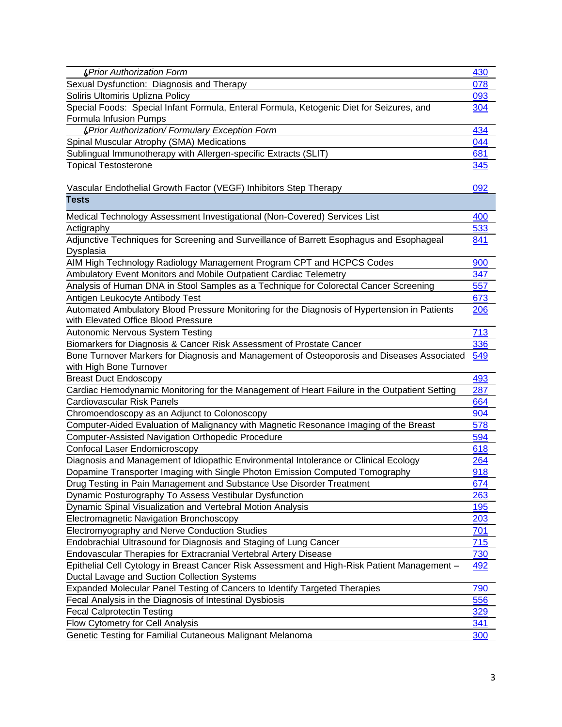| | |
|---|---|
| *↳Prior Authorization Form* | 430 |
| Sexual Dysfunction: Diagnosis and Therapy | 078 |
| Soliris Ultomiris Uplizna Policy | 093 |
| Special Foods: Special Infant Formula, Enteral Formula, Ketogenic Diet for Seizures, and Formula Infusion Pumps | 304 |
| *↳Prior Authorization/ Formulary Exception Form* | 434 |
| Spinal Muscular Atrophy (SMA) Medications | 044 |
| Sublingual Immunotherapy with Allergen-specific Extracts (SLIT) | 681 |
| Topical Testosterone | 345 |
| Vascular Endothelial Growth Factor (VEGF) Inhibitors Step Therapy | 092 |
| **Tests** | |
| Medical Technology Assessment Investigational (Non-Covered) Services List | 400 |
| Actigraphy | 533 |
| Adjunctive Techniques for Screening and Surveillance of Barrett Esophagus and Esophageal Dysplasia | 841 |
| AIM High Technology Radiology Management Program CPT and HCPCS Codes | 900 |
| Ambulatory Event Monitors and Mobile Outpatient Cardiac Telemetry | 347 |
| Analysis of Human DNA in Stool Samples as a Technique for Colorectal Cancer Screening | 557 |
| Antigen Leukocyte Antibody Test | 673 |
| Automated Ambulatory Blood Pressure Monitoring for the Diagnosis of Hypertension in Patients with Elevated Office Blood Pressure | 206 |
| Autonomic Nervous System Testing | 713 |
| Biomarkers for Diagnosis & Cancer Risk Assessment of Prostate Cancer | 336 |
| Bone Turnover Markers for Diagnosis and Management of Osteoporosis and Diseases Associated with High Bone Turnover | 549 |
| Breast Duct Endoscopy | 493 |
| Cardiac Hemodynamic Monitoring for the Management of Heart Failure in the Outpatient Setting | 287 |
| Cardiovascular Risk Panels | 664 |
| Chromoendoscopy as an Adjunct to Colonoscopy | 904 |
| Computer-Aided Evaluation of Malignancy with Magnetic Resonance Imaging of the Breast | 578 |
| Computer-Assisted Navigation Orthopedic Procedure | 594 |
| Confocal Laser Endomicroscopy | 618 |
| Diagnosis and Management of Idiopathic Environmental Intolerance or Clinical Ecology | 264 |
| Dopamine Transporter Imaging with Single Photon Emission Computed Tomography | 918 |
| Drug Testing in Pain Management and Substance Use Disorder Treatment | 674 |
| Dynamic Posturography To Assess Vestibular Dysfunction | 263 |
| Dynamic Spinal Visualization and Vertebral Motion Analysis | 195 |
| Electromagnetic Navigation Bronchoscopy | 203 |
| Electromyography and Nerve Conduction Studies | 701 |
| Endobrachial Ultrasound for Diagnosis and Staging of Lung Cancer | 715 |
| Endovascular Therapies for Extracranial Vertebral Artery Disease | 730 |
| Epithelial Cell Cytology in Breast Cancer Risk Assessment and High-Risk Patient Management – Ductal Lavage and Suction Collection Systems | 492 |
| Expanded Molecular Panel Testing of Cancers to Identify Targeted Therapies | 790 |
| Fecal Analysis in the Diagnosis of Intestinal Dysbiosis | 556 |
| Fecal Calprotectin Testing | 329 |
| Flow Cytometry for Cell Analysis | 341 |
| Genetic Testing for Familial Cutaneous Malignant Melanoma | 300 |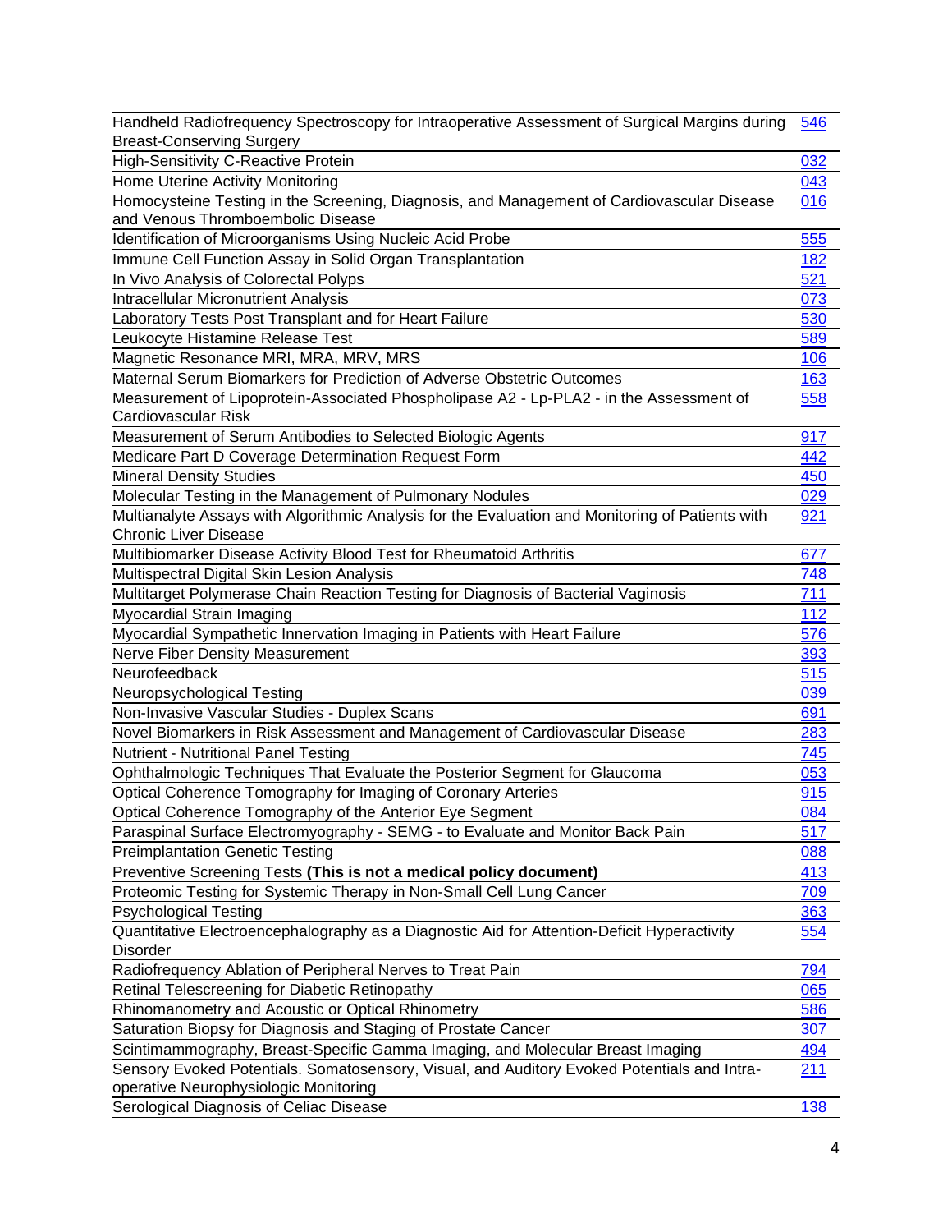| | |
|---|---|
| Handheld Radiofrequency Spectroscopy for Intraoperative Assessment of Surgical Margins during Breast-Conserving Surgery | 546 |
| High-Sensitivity C-Reactive Protein | 032 |
| Home Uterine Activity Monitoring | 043 |
| Homocysteine Testing in the Screening, Diagnosis, and Management of Cardiovascular Disease and Venous Thromboembolic Disease | 016 |
| Identification of Microorganisms Using Nucleic Acid Probe | 555 |
| Immune Cell Function Assay in Solid Organ Transplantation | 182 |
| In Vivo Analysis of Colorectal Polyps | 521 |
| Intracellular Micronutrient Analysis | 073 |
| Laboratory Tests Post Transplant and for Heart Failure | 530 |
| Leukocyte Histamine Release Test | 589 |
| Magnetic Resonance MRI, MRA, MRV, MRS | 106 |
| Maternal Serum Biomarkers for Prediction of Adverse Obstetric Outcomes | 163 |
| Measurement of Lipoprotein-Associated Phospholipase A2 - Lp-PLA2 - in the Assessment of Cardiovascular Risk | 558 |
| Measurement of Serum Antibodies to Selected Biologic Agents | 917 |
| Medicare Part D Coverage Determination Request Form | 442 |
| Mineral Density Studies | 450 |
| Molecular Testing in the Management of Pulmonary Nodules | 029 |
| Multianalyte Assays with Algorithmic Analysis for the Evaluation and Monitoring of Patients with Chronic Liver Disease | 921 |
| Multibiomarker Disease Activity Blood Test for Rheumatoid Arthritis | 677 |
| Multispectral Digital Skin Lesion Analysis | 748 |
| Multitarget Polymerase Chain Reaction Testing for Diagnosis of Bacterial Vaginosis | 711 |
| Myocardial Strain Imaging | 112 |
| Myocardial Sympathetic Innervation Imaging in Patients with Heart Failure | 576 |
| Nerve Fiber Density Measurement | 393 |
| Neurofeedback | 515 |
| Neuropsychological Testing | 039 |
| Non-Invasive Vascular Studies - Duplex Scans | 691 |
| Novel Biomarkers in Risk Assessment and Management of Cardiovascular Disease | 283 |
| Nutrient - Nutritional Panel Testing | 745 |
| Ophthalmologic Techniques That Evaluate the Posterior Segment for Glaucoma | 053 |
| Optical Coherence Tomography for Imaging of Coronary Arteries | 915 |
| Optical Coherence Tomography of the Anterior Eye Segment | 084 |
| Paraspinal Surface Electromyography - SEMG - to Evaluate and Monitor Back Pain | 517 |
| Preimplantation Genetic Testing | 088 |
| Preventive Screening Tests **(This is not a medical policy document)** | 413 |
| Proteomic Testing for Systemic Therapy in Non-Small Cell Lung Cancer | 709 |
| Psychological Testing | 363 |
| Quantitative Electroencephalography as a Diagnostic Aid for Attention-Deficit Hyperactivity Disorder | 554 |
| Radiofrequency Ablation of Peripheral Nerves to Treat Pain | 794 |
| Retinal Telescreening for Diabetic Retinopathy | 065 |
| Rhinomanometry and Acoustic or Optical Rhinometry | 586 |
| Saturation Biopsy for Diagnosis and Staging of Prostate Cancer | 307 |
| Scintimammography, Breast-Specific Gamma Imaging, and Molecular Breast Imaging | 494 |
| Sensory Evoked Potentials. Somatosensory, Visual, and Auditory Evoked Potentials and Intra-operative Neurophysiologic Monitoring | 211 |
| Serological Diagnosis of Celiac Disease | 138 |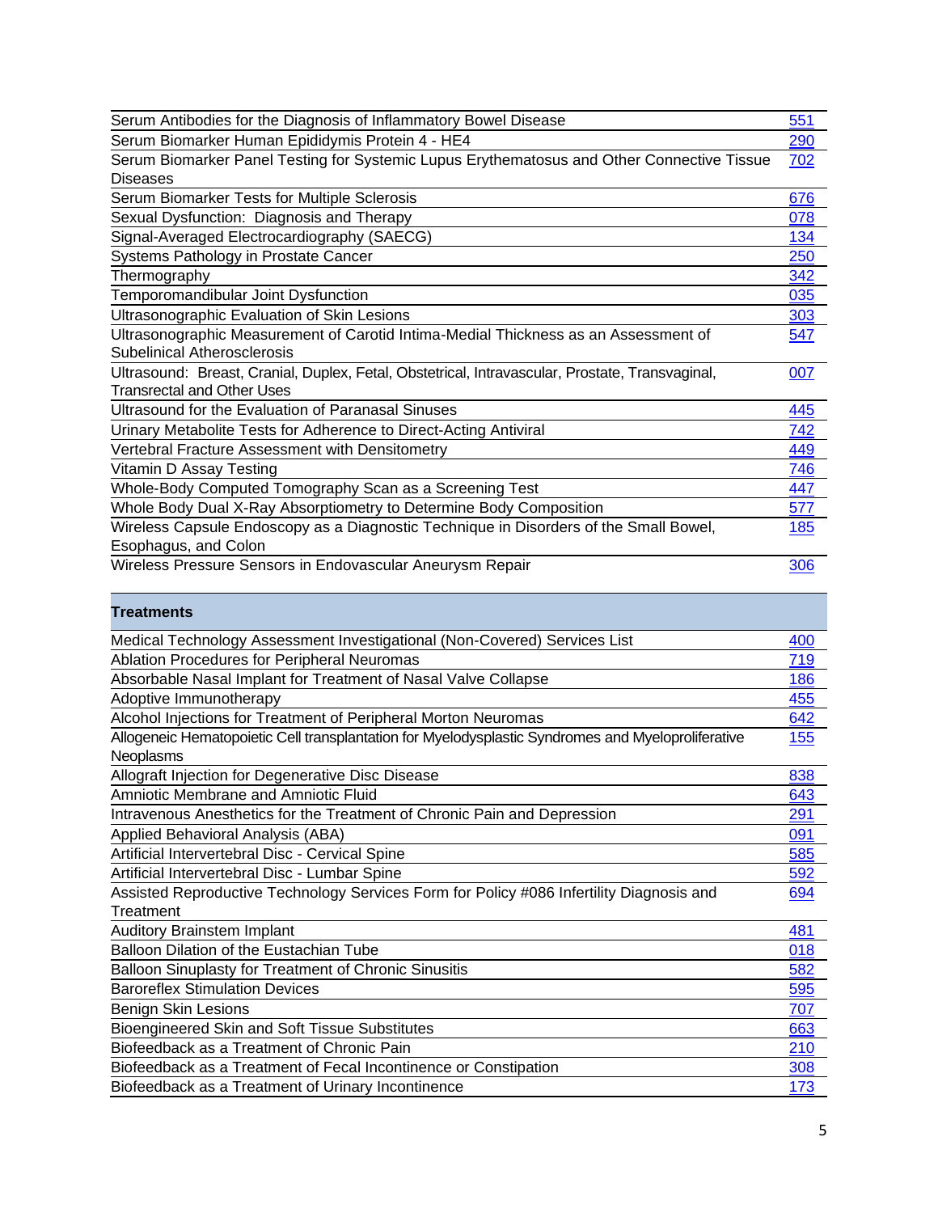| | |
|---|---|
| Serum Antibodies for the Diagnosis of Inflammatory Bowel Disease | 551 |
| Serum Biomarker Human Epididymis Protein 4 - HE4 | 290 |
| Serum Biomarker Panel Testing for Systemic Lupus Erythematosus and Other Connective Tissue Diseases | 702 |
| Serum Biomarker Tests for Multiple Sclerosis | 676 |
| Sexual Dysfunction: Diagnosis and Therapy | 078 |
| Signal-Averaged Electrocardiography (SAECG) | 134 |
| Systems Pathology in Prostate Cancer | 250 |
| Thermography | 342 |
| Temporomandibular Joint Dysfunction | 035 |
| Ultrasonographic Evaluation of Skin Lesions | 303 |
| Ultrasonographic Measurement of Carotid Intima-Medial Thickness as an Assessment of Subelinical Atherosclerosis | 547 |
| Ultrasound: Breast, Cranial, Duplex, Fetal, Obstetrical, Intravascular, Prostate, Transvaginal, Transrectal and Other Uses | 007 |
| Ultrasound for the Evaluation of Paranasal Sinuses | 445 |
| Urinary Metabolite Tests for Adherence to Direct-Acting Antiviral | 742 |
| Vertebral Fracture Assessment with Densitometry | 449 |
| Vitamin D Assay Testing | 746 |
| Whole-Body Computed Tomography Scan as a Screening Test | 447 |
| Whole Body Dual X-Ray Absorptiometry to Determine Body Composition | 577 |
| Wireless Capsule Endoscopy as a Diagnostic Technique in Disorders of the Small Bowel, Esophagus, and Colon | 185 |
| Wireless Pressure Sensors in Endovascular Aneurysm Repair | 306 |

| **Treatments** | |
|---|---|
| Medical Technology Assessment Investigational (Non-Covered) Services List | 400 |
| Ablation Procedures for Peripheral Neuromas | 719 |
| Absorbable Nasal Implant for Treatment of Nasal Valve Collapse | 186 |
| Adoptive Immunotherapy | 455 |
| Alcohol Injections for Treatment of Peripheral Morton Neuromas | 642 |
| Allogeneic Hematopoietic Cell transplantation for Myelodysplastic Syndromes and Myeloproliferative Neoplasms | 155 |
| Allograft Injection for Degenerative Disc Disease | 838 |
| Amniotic Membrane and Amniotic Fluid | 643 |
| Intravenous Anesthetics for the Treatment of Chronic Pain and Depression | 291 |
| Applied Behavioral Analysis (ABA) | 091 |
| Artificial Intervertebral Disc - Cervical Spine | 585 |
| Artificial Intervertebral Disc - Lumbar Spine | 592 |
| Assisted Reproductive Technology Services Form for Policy #086 Infertility Diagnosis and Treatment | 694 |
| Auditory Brainstem Implant | 481 |
| Balloon Dilation of the Eustachian Tube | 018 |
| Balloon Sinuplasty for Treatment of Chronic Sinusitis | 582 |
| Baroreflex Stimulation Devices | 595 |
| Benign Skin Lesions | 707 |
| Bioengineered Skin and Soft Tissue Substitutes | 663 |
| Biofeedback as a Treatment of Chronic Pain | 210 |
| Biofeedback as a Treatment of Fecal Incontinence or Constipation | 308 |
| Biofeedback as a Treatment of Urinary Incontinence | 173 |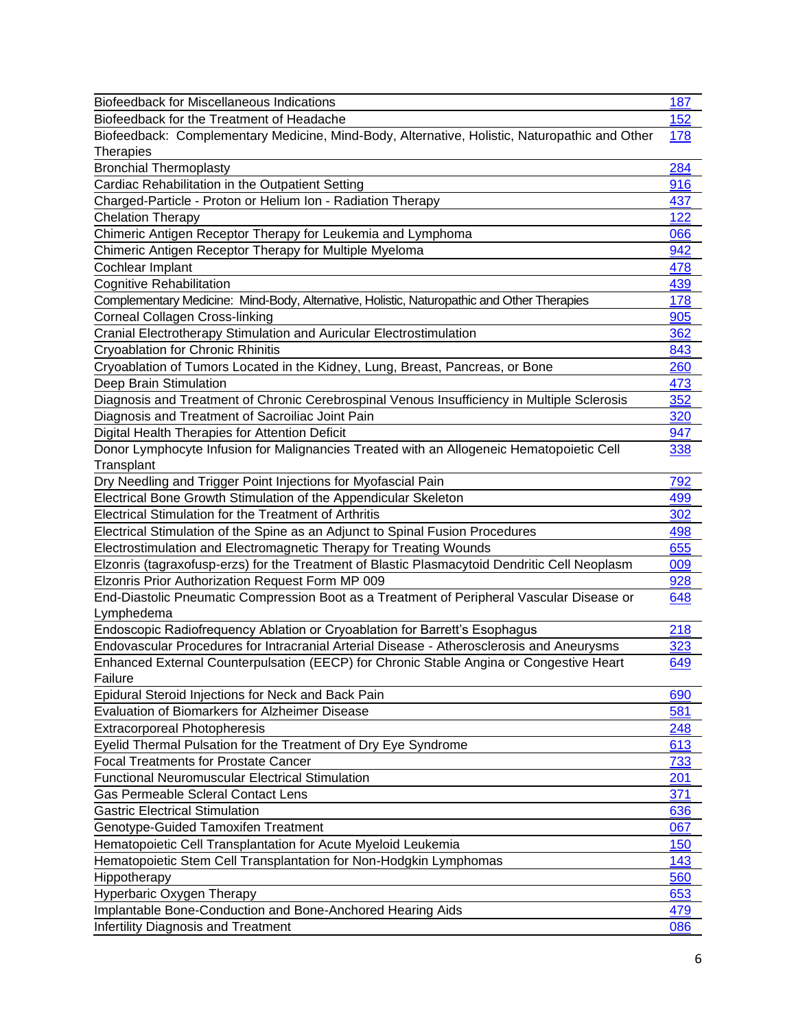| | |
|---|---|
| Biofeedback for Miscellaneous Indications | 187 |
| Biofeedback for the Treatment of Headache | 152 |
| Biofeedback: Complementary Medicine, Mind-Body, Alternative, Holistic, Naturopathic and Other Therapies | 178 |
| Bronchial Thermoplasty | 284 |
| Cardiac Rehabilitation in the Outpatient Setting | 916 |
| Charged-Particle - Proton or Helium Ion - Radiation Therapy | 437 |
| Chelation Therapy | 122 |
| Chimeric Antigen Receptor Therapy for Leukemia and Lymphoma | 066 |
| Chimeric Antigen Receptor Therapy for Multiple Myeloma | 942 |
| Cochlear Implant | 478 |
| Cognitive Rehabilitation | 439 |
| Complementary Medicine: Mind-Body, Alternative, Holistic, Naturopathic and Other Therapies | 178 |
| Corneal Collagen Cross-linking | 905 |
| Cranial Electrotherapy Stimulation and Auricular Electrostimulation | 362 |
| Cryoablation for Chronic Rhinitis | 843 |
| Cryoablation of Tumors Located in the Kidney, Lung, Breast, Pancreas, or Bone | 260 |
| Deep Brain Stimulation | 473 |
| Diagnosis and Treatment of Chronic Cerebrospinal Venous Insufficiency in Multiple Sclerosis | 352 |
| Diagnosis and Treatment of Sacroiliac Joint Pain | 320 |
| Digital Health Therapies for Attention Deficit | 947 |
| Donor Lymphocyte Infusion for Malignancies Treated with an Allogeneic Hematopoietic Cell Transplant | 338 |
| Dry Needling and Trigger Point Injections for Myofascial Pain | 792 |
| Electrical Bone Growth Stimulation of the Appendicular Skeleton | 499 |
| Electrical Stimulation for the Treatment of Arthritis | 302 |
| Electrical Stimulation of the Spine as an Adjunct to Spinal Fusion Procedures | 498 |
| Electrostimulation and Electromagnetic Therapy for Treating Wounds | 655 |
| Elzonris (tagraxofusp-erzs) for the Treatment of Blastic Plasmacytoid Dendritic Cell Neoplasm | 009 |
| Elzonris Prior Authorization Request Form MP 009 | 928 |
| End-Diastolic Pneumatic Compression Boot as a Treatment of Peripheral Vascular Disease or Lymphedema | 648 |
| Endoscopic Radiofrequency Ablation or Cryoablation for Barrett's Esophagus | 218 |
| Endovascular Procedures for Intracranial Arterial Disease - Atherosclerosis and Aneurysms | 323 |
| Enhanced External Counterpulsation (EECP) for Chronic Stable Angina or Congestive Heart Failure | 649 |
| Epidural Steroid Injections for Neck and Back Pain | 690 |
| Evaluation of Biomarkers for Alzheimer Disease | 581 |
| Extracorporeal Photopheresis | 248 |
| Eyelid Thermal Pulsation for the Treatment of Dry Eye Syndrome | 613 |
| Focal Treatments for Prostate Cancer | 733 |
| Functional Neuromuscular Electrical Stimulation | 201 |
| Gas Permeable Scleral Contact Lens | 371 |
| Gastric Electrical Stimulation | 636 |
| Genotype-Guided Tamoxifen Treatment | 067 |
| Hematopoietic Cell Transplantation for Acute Myeloid Leukemia | 150 |
| Hematopoietic Stem Cell Transplantation for Non-Hodgkin Lymphomas | 143 |
| Hippotherapy | 560 |
| Hyperbaric Oxygen Therapy | 653 |
| Implantable Bone-Conduction and Bone-Anchored Hearing Aids | 479 |
| Infertility Diagnosis and Treatment | 086 |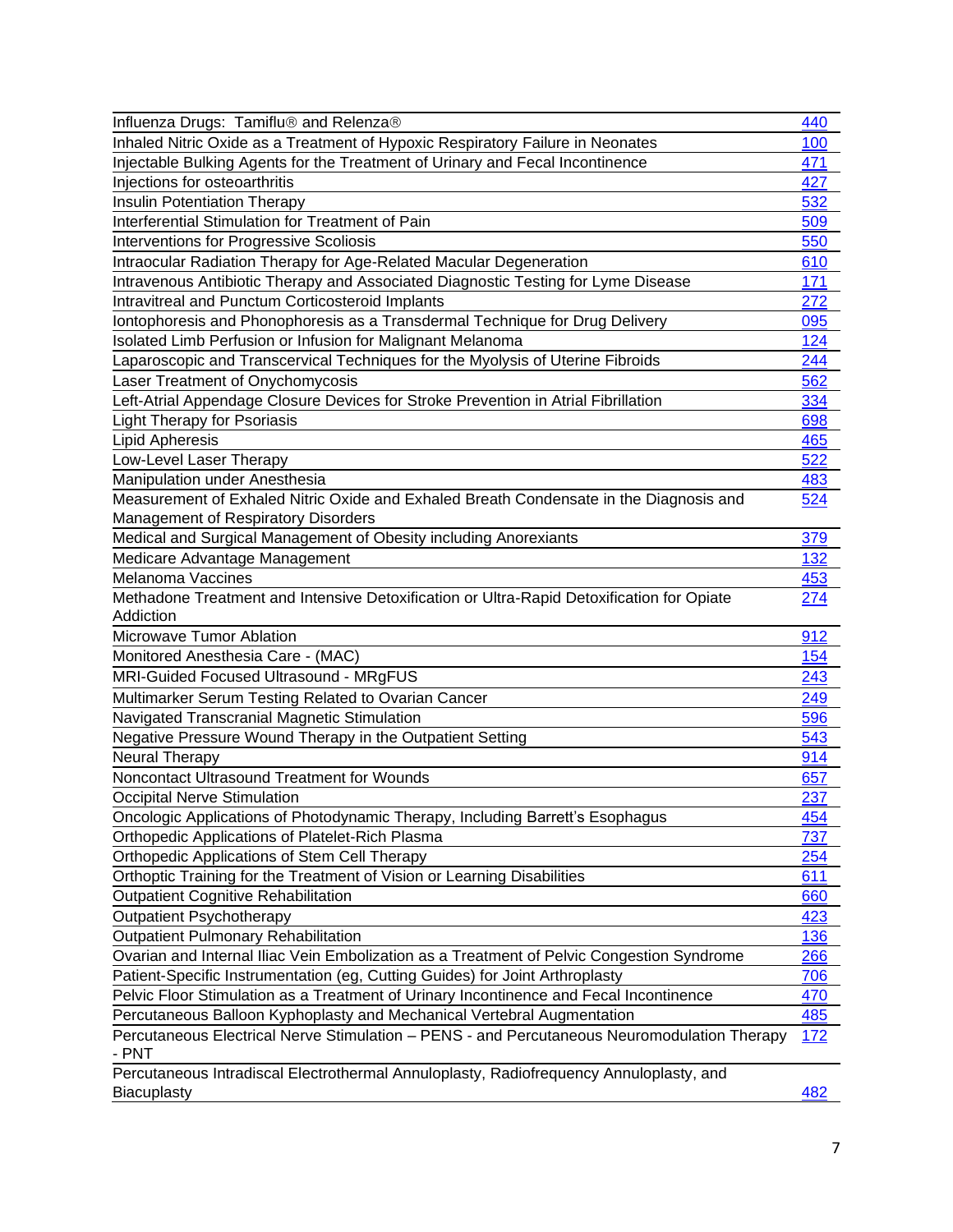| | |
|---|---|
| Influenza Drugs: Tamiflu® and Relenza® | 440 |
| Inhaled Nitric Oxide as a Treatment of Hypoxic Respiratory Failure in Neonates | 100 |
| Injectable Bulking Agents for the Treatment of Urinary and Fecal Incontinence | 471 |
| Injections for osteoarthritis | 427 |
| Insulin Potentiation Therapy | 532 |
| Interferential Stimulation for Treatment of Pain | 509 |
| Interventions for Progressive Scoliosis | 550 |
| Intraocular Radiation Therapy for Age-Related Macular Degeneration | 610 |
| Intravenous Antibiotic Therapy and Associated Diagnostic Testing for Lyme Disease | 171 |
| Intravitreal and Punctum Corticosteroid Implants | 272 |
| Iontophoresis and Phonophoresis as a Transdermal Technique for Drug Delivery | 095 |
| Isolated Limb Perfusion or Infusion for Malignant Melanoma | 124 |
| Laparoscopic and Transcervical Techniques for the Myolysis of Uterine Fibroids | 244 |
| Laser Treatment of Onychomycosis | 562 |
| Left-Atrial Appendage Closure Devices for Stroke Prevention in Atrial Fibrillation | 334 |
| Light Therapy for Psoriasis | 698 |
| Lipid Apheresis | 465 |
| Low-Level Laser Therapy | 522 |
| Manipulation under Anesthesia | 483 |
| Measurement of Exhaled Nitric Oxide and Exhaled Breath Condensate in the Diagnosis and Management of Respiratory Disorders | 524 |
| Medical and Surgical Management of Obesity including Anorexiants | 379 |
| Medicare Advantage Management | 132 |
| Melanoma Vaccines | 453 |
| Methadone Treatment and Intensive Detoxification or Ultra-Rapid Detoxification for Opiate Addiction | 274 |
| Microwave Tumor Ablation | 912 |
| Monitored Anesthesia Care - (MAC) | 154 |
| MRI-Guided Focused Ultrasound - MRgFUS | 243 |
| Multimarker Serum Testing Related to Ovarian Cancer | 249 |
| Navigated Transcranial Magnetic Stimulation | 596 |
| Negative Pressure Wound Therapy in the Outpatient Setting | 543 |
| Neural Therapy | 914 |
| Noncontact Ultrasound Treatment for Wounds | 657 |
| Occipital Nerve Stimulation | 237 |
| Oncologic Applications of Photodynamic Therapy, Including Barrett's Esophagus | 454 |
| Orthopedic Applications of Platelet-Rich Plasma | 737 |
| Orthopedic Applications of Stem Cell Therapy | 254 |
| Orthoptic Training for the Treatment of Vision or Learning Disabilities | 611 |
| Outpatient Cognitive Rehabilitation | 660 |
| Outpatient Psychotherapy | 423 |
| Outpatient Pulmonary Rehabilitation | 136 |
| Ovarian and Internal Iliac Vein Embolization as a Treatment of Pelvic Congestion Syndrome | 266 |
| Patient-Specific Instrumentation (eg, Cutting Guides) for Joint Arthroplasty | 706 |
| Pelvic Floor Stimulation as a Treatment of Urinary Incontinence and Fecal Incontinence | 470 |
| Percutaneous Balloon Kyphoplasty and Mechanical Vertebral Augmentation | 485 |
| Percutaneous Electrical Nerve Stimulation – PENS - and Percutaneous Neuromodulation Therapy - PNT | 172 |
| Percutaneous Intradiscal Electrothermal Annuloplasty, Radiofrequency Annuloplasty, and Biacuplasty | 482 |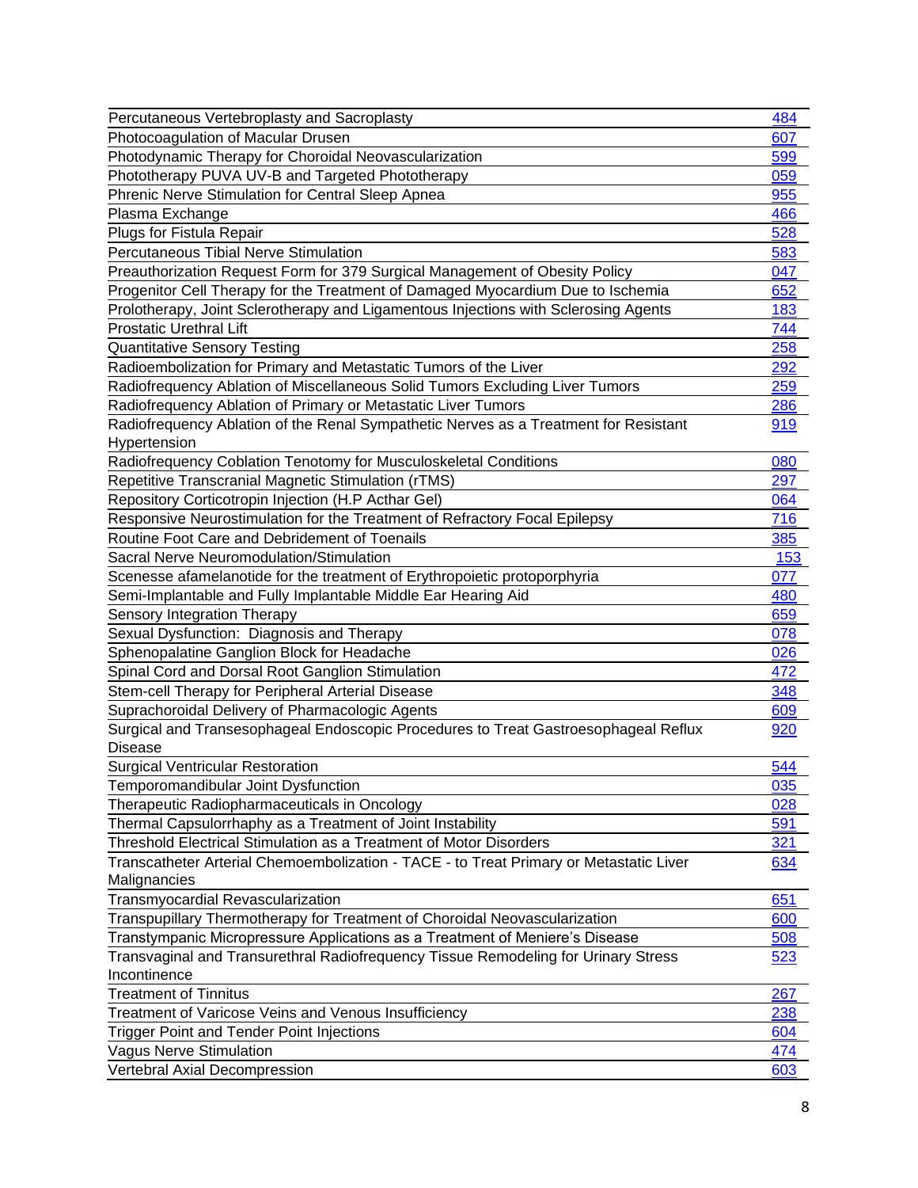| | |
|---|---|
| Percutaneous Vertebroplasty and Sacroplasty | 484 |
| Photocoagulation of Macular Drusen | 607 |
| Photodynamic Therapy for Choroidal Neovascularization | 599 |
| Phototherapy PUVA UV-B and Targeted Phototherapy | 059 |
| Phrenic Nerve Stimulation for Central Sleep Apnea | 955 |
| Plasma Exchange | 466 |
| Plugs for Fistula Repair | 528 |
| Percutaneous Tibial Nerve Stimulation | 583 |
| Preauthorization Request Form for 379 Surgical Management of Obesity Policy | 047 |
| Progenitor Cell Therapy for the Treatment of Damaged Myocardium Due to Ischemia | 652 |
| Prolotherapy, Joint Sclerotherapy and Ligamentous Injections with Sclerosing Agents | 183 |
| Prostatic Urethral Lift | 744 |
| Quantitative Sensory Testing | 258 |
| Radioembolization for Primary and Metastatic Tumors of the Liver | 292 |
| Radiofrequency Ablation of Miscellaneous Solid Tumors Excluding Liver Tumors | 259 |
| Radiofrequency Ablation of Primary or Metastatic Liver Tumors | 286 |
| Radiofrequency Ablation of the Renal Sympathetic Nerves as a Treatment for Resistant Hypertension | 919 |
| Radiofrequency Coblation Tenotomy for Musculoskeletal Conditions | 080 |
| Repetitive Transcranial Magnetic Stimulation (rTMS) | 297 |
| Repository Corticotropin Injection (H.P Acthar Gel) | 064 |
| Responsive Neurostimulation for the Treatment of Refractory Focal Epilepsy | 716 |
| Routine Foot Care and Debridement of Toenails | 385 |
| Sacral Nerve Neuromodulation/Stimulation | 153 |
| Scenesse afamelanotide for the treatment of Erythropoietic protoporphyria | 077 |
| Semi-Implantable and Fully Implantable Middle Ear Hearing Aid | 480 |
| Sensory Integration Therapy | 659 |
| Sexual Dysfunction: Diagnosis and Therapy | 078 |
| Sphenopalatine Ganglion Block for Headache | 026 |
| Spinal Cord and Dorsal Root Ganglion Stimulation | 472 |
| Stem-cell Therapy for Peripheral Arterial Disease | 348 |
| Suprachoroidal Delivery of Pharmacologic Agents | 609 |
| Surgical and Transesophageal Endoscopic Procedures to Treat Gastroesophageal Reflux Disease | 920 |
| Surgical Ventricular Restoration | 544 |
| Temporomandibular Joint Dysfunction | 035 |
| Therapeutic Radiopharmaceuticals in Oncology | 028 |
| Thermal Capsulorrhaphy as a Treatment of Joint Instability | 591 |
| Threshold Electrical Stimulation as a Treatment of Motor Disorders | 321 |
| Transcatheter Arterial Chemoembolization - TACE - to Treat Primary or Metastatic Liver Malignancies | 634 |
| Transmyocardial Revascularization | 651 |
| Transpupillary Thermotherapy for Treatment of Choroidal Neovascularization | 600 |
| Transtympanic Micropressure Applications as a Treatment of Meniere's Disease | 508 |
| Transvaginal and Transurethral Radiofrequency Tissue Remodeling for Urinary Stress Incontinence | 523 |
| Treatment of Tinnitus | 267 |
| Treatment of Varicose Veins and Venous Insufficiency | 238 |
| Trigger Point and Tender Point Injections | 604 |
| Vagus Nerve Stimulation | 474 |
| Vertebral Axial Decompression | 603 |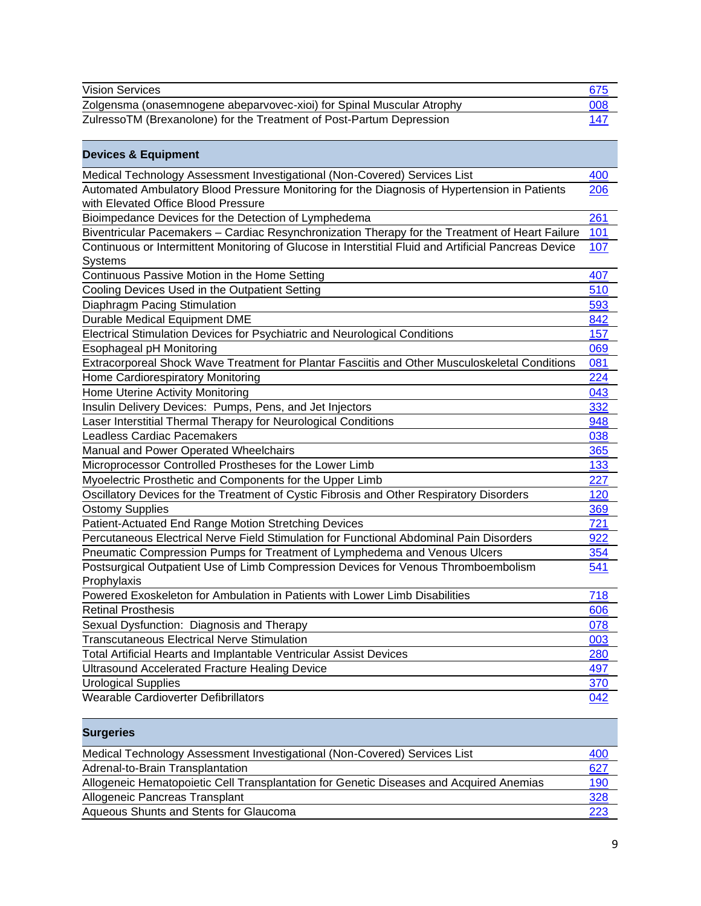| | |
|---|---|
| Vision Services | 675 |
| Zolgensma (onasemnogene abeparvovec-xioi) for Spinal Muscular Atrophy | 008 |
| ZulressoTM (Brexanolone) for the Treatment of Post-Partum Depression | 147 |

| **Devices & Equipment** | |
|---|---|
| Medical Technology Assessment Investigational (Non-Covered) Services List | 400 |
| Automated Ambulatory Blood Pressure Monitoring for the Diagnosis of Hypertension in Patients with Elevated Office Blood Pressure | 206 |
| Bioimpedance Devices for the Detection of Lymphedema | 261 |
| Biventricular Pacemakers – Cardiac Resynchronization Therapy for the Treatment of Heart Failure | 101 |
| Continuous or Intermittent Monitoring of Glucose in Interstitial Fluid and Artificial Pancreas Device Systems | 107 |
| Continuous Passive Motion in the Home Setting | 407 |
| Cooling Devices Used in the Outpatient Setting | 510 |
| Diaphragm Pacing Stimulation | 593 |
| Durable Medical Equipment DME | 842 |
| Electrical Stimulation Devices for Psychiatric and Neurological Conditions | 157 |
| Esophageal pH Monitoring | 069 |
| Extracorporeal Shock Wave Treatment for Plantar Fasciitis and Other Musculoskeletal Conditions | 081 |
| Home Cardiorespiratory Monitoring | 224 |
| Home Uterine Activity Monitoring | 043 |
| Insulin Delivery Devices: Pumps, Pens, and Jet Injectors | 332 |
| Laser Interstitial Thermal Therapy for Neurological Conditions | 948 |
| Leadless Cardiac Pacemakers | 038 |
| Manual and Power Operated Wheelchairs | 365 |
| Microprocessor Controlled Prostheses for the Lower Limb | 133 |
| Myoelectric Prosthetic and Components for the Upper Limb | 227 |
| Oscillatory Devices for the Treatment of Cystic Fibrosis and Other Respiratory Disorders | 120 |
| Ostomy Supplies | 369 |
| Patient-Actuated End Range Motion Stretching Devices | 721 |
| Percutaneous Electrical Nerve Field Stimulation for Functional Abdominal Pain Disorders | 922 |
| Pneumatic Compression Pumps for Treatment of Lymphedema and Venous Ulcers | 354 |
| Postsurgical Outpatient Use of Limb Compression Devices for Venous Thromboembolism Prophylaxis | 541 |
| Powered Exoskeleton for Ambulation in Patients with Lower Limb Disabilities | 718 |
| Retinal Prosthesis | 606 |
| Sexual Dysfunction: Diagnosis and Therapy | 078 |
| Transcutaneous Electrical Nerve Stimulation | 003 |
| Total Artificial Hearts and Implantable Ventricular Assist Devices | 280 |
| Ultrasound Accelerated Fracture Healing Device | 497 |
| Urological Supplies | 370 |
| Wearable Cardioverter Defibrillators | 042 |

| **Surgeries** | |
|---|---|
| Medical Technology Assessment Investigational (Non-Covered) Services List | 400 |
| Adrenal-to-Brain Transplantation | 627 |
| Allogeneic Hematopoietic Cell Transplantation for Genetic Diseases and Acquired Anemias | 190 |
| Allogeneic Pancreas Transplant | 328 |
| Aqueous Shunts and Stents for Glaucoma | 223 |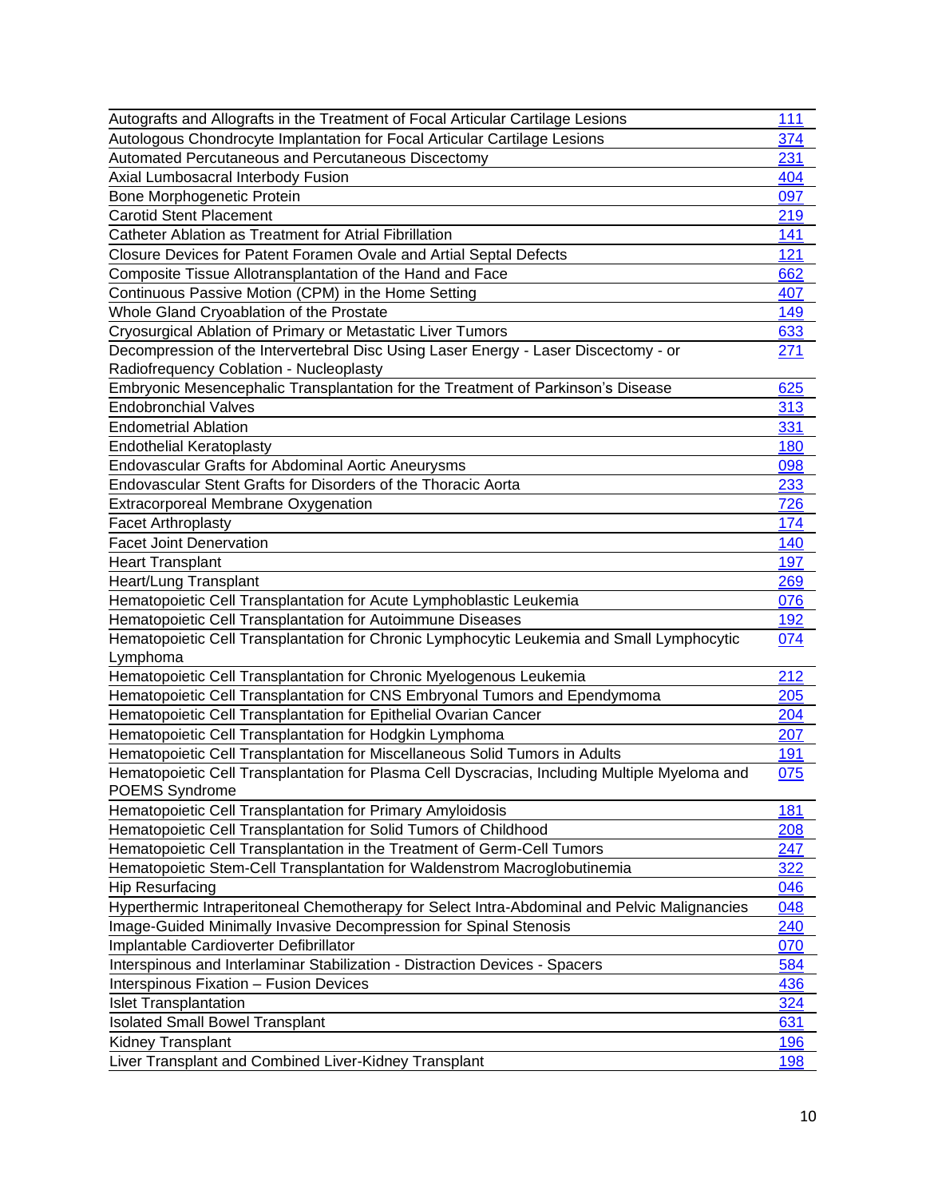| | |
|---|---|
| Autografts and Allografts in the Treatment of Focal Articular Cartilage Lesions | 111 |
| Autologous Chondrocyte Implantation for Focal Articular Cartilage Lesions | 374 |
| Automated Percutaneous and Percutaneous Discectomy | 231 |
| Axial Lumbosacral Interbody Fusion | 404 |
| Bone Morphogenetic Protein | 097 |
| Carotid Stent Placement | 219 |
| Catheter Ablation as Treatment for Atrial Fibrillation | 141 |
| Closure Devices for Patent Foramen Ovale and Artial Septal Defects | 121 |
| Composite Tissue Allotransplantation of the Hand and Face | 662 |
| Continuous Passive Motion (CPM) in the Home Setting | 407 |
| Whole Gland Cryoablation of the Prostate | 149 |
| Cryosurgical Ablation of Primary or Metastatic Liver Tumors | 633 |
| Decompression of the Intervertebral Disc Using Laser Energy - Laser Discectomy - or Radiofrequency Coblation - Nucleoplasty | 271 |
| Embryonic Mesencephalic Transplantation for the Treatment of Parkinson's Disease | 625 |
| Endobronchial Valves | 313 |
| Endometrial Ablation | 331 |
| Endothelial Keratoplasty | 180 |
| Endovascular Grafts for Abdominal Aortic Aneurysms | 098 |
| Endovascular Stent Grafts for Disorders of the Thoracic Aorta | 233 |
| Extracorporeal Membrane Oxygenation | 726 |
| Facet Arthroplasty | 174 |
| Facet Joint Denervation | 140 |
| Heart Transplant | 197 |
| Heart/Lung Transplant | 269 |
| Hematopoietic Cell Transplantation for Acute Lymphoblastic Leukemia | 076 |
| Hematopoietic Cell Transplantation for Autoimmune Diseases | 192 |
| Hematopoietic Cell Transplantation for Chronic Lymphocytic Leukemia and Small Lymphocytic Lymphoma | 074 |
| Hematopoietic Cell Transplantation for Chronic Myelogenous Leukemia | 212 |
| Hematopoietic Cell Transplantation for CNS Embryonal Tumors and Ependymoma | 205 |
| Hematopoietic Cell Transplantation for Epithelial Ovarian Cancer | 204 |
| Hematopoietic Cell Transplantation for Hodgkin Lymphoma | 207 |
| Hematopoietic Cell Transplantation for Miscellaneous Solid Tumors in Adults | 191 |
| Hematopoietic Cell Transplantation for Plasma Cell Dyscracias, Including Multiple Myeloma and POEMS Syndrome | 075 |
| Hematopoietic Cell Transplantation for Primary Amyloidosis | 181 |
| Hematopoietic Cell Transplantation for Solid Tumors of Childhood | 208 |
| Hematopoietic Cell Transplantation in the Treatment of Germ-Cell Tumors | 247 |
| Hematopoietic Stem-Cell Transplantation for Waldenstrom Macroglobutinemia | 322 |
| Hip Resurfacing | 046 |
| Hyperthermic Intraperitoneal Chemotherapy for Select Intra-Abdominal and Pelvic Malignancies | 048 |
| Image-Guided Minimally Invasive Decompression for Spinal Stenosis | 240 |
| Implantable Cardioverter Defibrillator | 070 |
| Interspinous and Interlaminar Stabilization - Distraction Devices - Spacers | 584 |
| Interspinous Fixation – Fusion Devices | 436 |
| Islet Transplantation | 324 |
| Isolated Small Bowel Transplant | 631 |
| Kidney Transplant | 196 |
| Liver Transplant and Combined Liver-Kidney Transplant | 198 |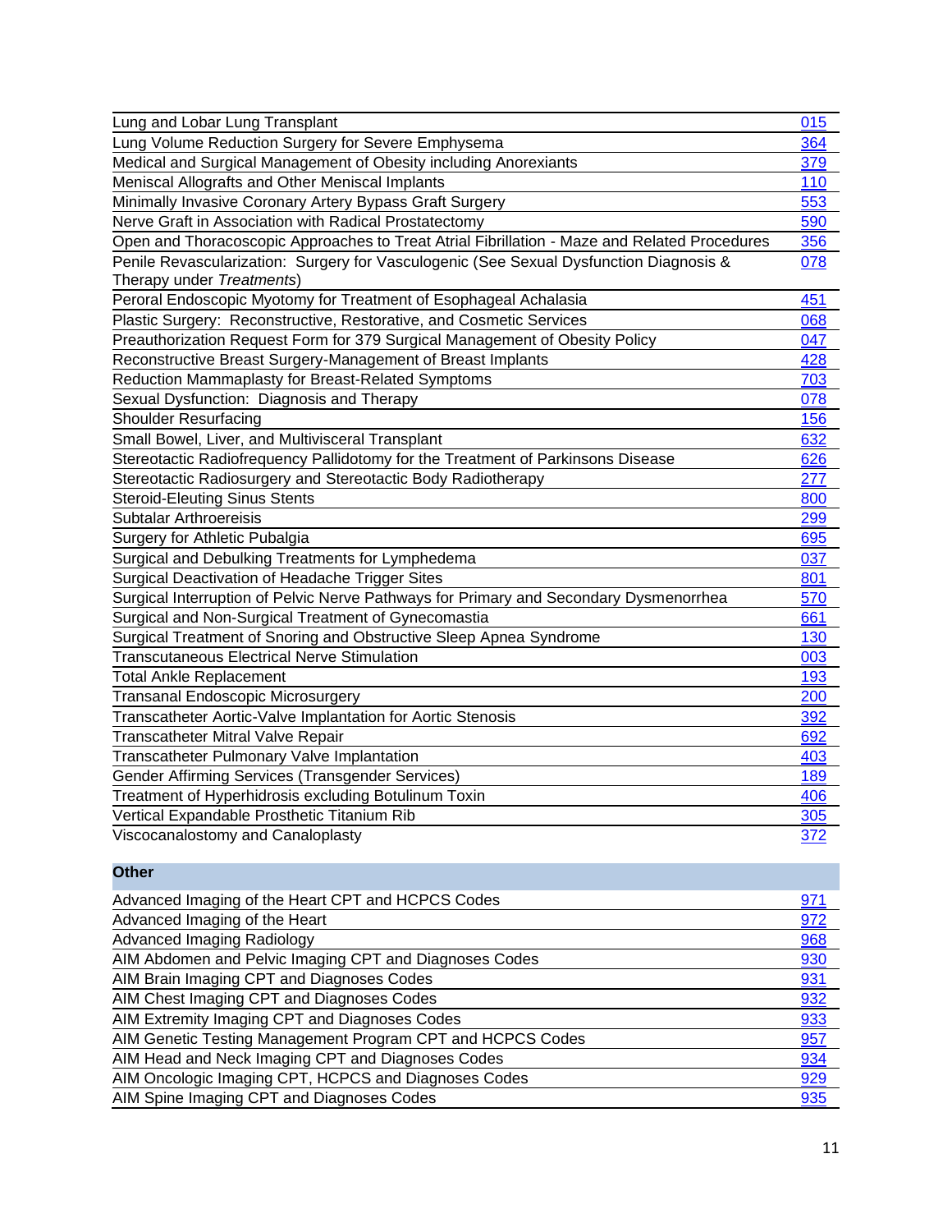| | |
|---|---|
| Lung and Lobar Lung Transplant | 015 |
| Lung Volume Reduction Surgery for Severe Emphysema | 364 |
| Medical and Surgical Management of Obesity including Anorexiants | 379 |
| Meniscal Allografts and Other Meniscal Implants | 110 |
| Minimally Invasive Coronary Artery Bypass Graft Surgery | 553 |
| Nerve Graft in Association with Radical Prostatectomy | 590 |
| Open and Thoracoscopic Approaches to Treat Atrial Fibrillation - Maze and Related Procedures | 356 |
| Penile Revascularization: Surgery for Vasculogenic (See Sexual Dysfunction Diagnosis & Therapy under *Treatments*) | 078 |
| Peroral Endoscopic Myotomy for Treatment of Esophageal Achalasia | 451 |
| Plastic Surgery: Reconstructive, Restorative, and Cosmetic Services | 068 |
| Preauthorization Request Form for 379 Surgical Management of Obesity Policy | 047 |
| Reconstructive Breast Surgery-Management of Breast Implants | 428 |
| Reduction Mammaplasty for Breast-Related Symptoms | 703 |
| Sexual Dysfunction: Diagnosis and Therapy | 078 |
| Shoulder Resurfacing | 156 |
| Small Bowel, Liver, and Multivisceral Transplant | 632 |
| Stereotactic Radiofrequency Pallidotomy for the Treatment of Parkinsons Disease | 626 |
| Stereotactic Radiosurgery and Stereotactic Body Radiotherapy | 277 |
| Steroid-Eleuting Sinus Stents | 800 |
| Subtalar Arthroereisis | 299 |
| Surgery for Athletic Pubalgia | 695 |
| Surgical and Debulking Treatments for Lymphedema | 037 |
| Surgical Deactivation of Headache Trigger Sites | 801 |
| Surgical Interruption of Pelvic Nerve Pathways for Primary and Secondary Dysmenorrhea | 570 |
| Surgical and Non-Surgical Treatment of Gynecomastia | 661 |
| Surgical Treatment of Snoring and Obstructive Sleep Apnea Syndrome | 130 |
| Transcutaneous Electrical Nerve Stimulation | 003 |
| Total Ankle Replacement | 193 |
| Transanal Endoscopic Microsurgery | 200 |
| Transcatheter Aortic-Valve Implantation for Aortic Stenosis | 392 |
| Transcatheter Mitral Valve Repair | 692 |
| Transcatheter Pulmonary Valve Implantation | 403 |
| Gender Affirming Services (Transgender Services) | 189 |
| Treatment of Hyperhidrosis excluding Botulinum Toxin | 406 |
| Vertical Expandable Prosthetic Titanium Rib | 305 |
| Viscocanalostomy and Canaloplasty | 372 |

## Other

| | |
|---|---|
| Advanced Imaging of the Heart CPT and HCPCS Codes | 971 |
| Advanced Imaging of the Heart | 972 |
| Advanced Imaging Radiology | 968 |
| AIM Abdomen and Pelvic Imaging CPT and Diagnoses Codes | 930 |
| AIM Brain Imaging CPT and Diagnoses Codes | 931 |
| AIM Chest Imaging CPT and Diagnoses Codes | 932 |
| AIM Extremity Imaging CPT and Diagnoses Codes | 933 |
| AIM Genetic Testing Management Program CPT and HCPCS Codes | 957 |
| AIM Head and Neck Imaging CPT and Diagnoses Codes | 934 |
| AIM Oncologic Imaging CPT, HCPCS and Diagnoses Codes | 929 |
| AIM Spine Imaging CPT and Diagnoses Codes | 935 |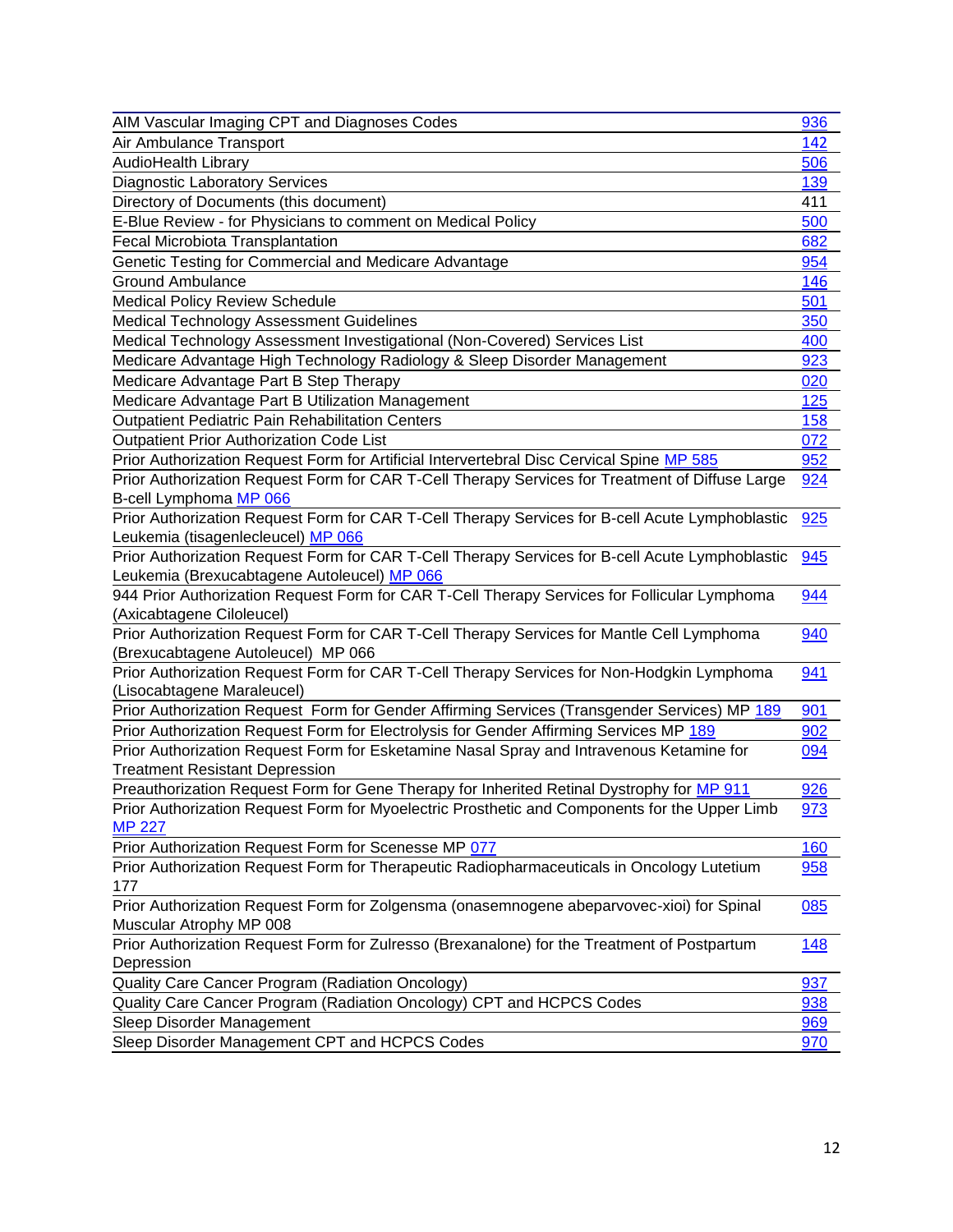| AIM Vascular Imaging CPT and Diagnoses Codes | 936 |
|---|---|
| Air Ambulance Transport | 142 |
| AudioHealth Library | 506 |
| Diagnostic Laboratory Services | 139 |
| Directory of Documents (this document) | 411 |
| E-Blue Review - for Physicians to comment on Medical Policy | 500 |
| Fecal Microbiota Transplantation | 682 |
| Genetic Testing for Commercial and Medicare Advantage | 954 |
| Ground Ambulance | 146 |
| Medical Policy Review Schedule | 501 |
| Medical Technology Assessment Guidelines | 350 |
| Medical Technology Assessment Investigational (Non-Covered) Services List | 400 |
| Medicare Advantage High Technology Radiology & Sleep Disorder Management | 923 |
| Medicare Advantage Part B Step Therapy | 020 |
| Medicare Advantage Part B Utilization Management | 125 |
| Outpatient Pediatric Pain Rehabilitation Centers | 158 |
| Outpatient Prior Authorization Code List | 072 |
| Prior Authorization Request Form for Artificial Intervertebral Disc Cervical Spine MP 585 | 952 |
| Prior Authorization Request Form for CAR T-Cell Therapy Services for Treatment of Diffuse Large B-cell Lymphoma MP 066 | 924 |
| Prior Authorization Request Form for CAR T-Cell Therapy Services for B-cell Acute Lymphoblastic Leukemia (tisagenlecleucel) MP 066 | 925 |
| Prior Authorization Request Form for CAR T-Cell Therapy Services for B-cell Acute Lymphoblastic Leukemia (Brexucabtagene Autoleucel) MP 066 | 945 |
| 944 Prior Authorization Request Form for CAR T-Cell Therapy Services for Follicular Lymphoma (Axicabtagene Ciloleucel) | 944 |
| Prior Authorization Request Form for CAR T-Cell Therapy Services for Mantle Cell Lymphoma (Brexucabtagene Autoleucel) MP 066 | 940 |
| Prior Authorization Request Form for CAR T-Cell Therapy Services for Non-Hodgkin Lymphoma (Lisocabtagene Maraleucel) | 941 |
| Prior Authorization Request Form for Gender Affirming Services (Transgender Services) MP 189 | 901 |
| Prior Authorization Request Form for Electrolysis for Gender Affirming Services MP 189 | 902 |
| Prior Authorization Request Form for Esketamine Nasal Spray and Intravenous Ketamine for Treatment Resistant Depression | 094 |
| Preauthorization Request Form for Gene Therapy for Inherited Retinal Dystrophy for MP 911 | 926 |
| Prior Authorization Request Form for Myoelectric Prosthetic and Components for the Upper Limb MP 227 | 973 |
| Prior Authorization Request Form for Scenesse MP 077 | 160 |
| Prior Authorization Request Form for Therapeutic Radiopharmaceuticals in Oncology Lutetium 177 | 958 |
| Prior Authorization Request Form for Zolgensma (onasemnogene abeparvovec-xioi) for Spinal Muscular Atrophy MP 008 | 085 |
| Prior Authorization Request Form for Zulresso (Brexanalone) for the Treatment of Postpartum Depression | 148 |
| Quality Care Cancer Program (Radiation Oncology) | 937 |
| Quality Care Cancer Program (Radiation Oncology) CPT and HCPCS Codes | 938 |
| Sleep Disorder Management | 969 |
| Sleep Disorder Management CPT and HCPCS Codes | 970 |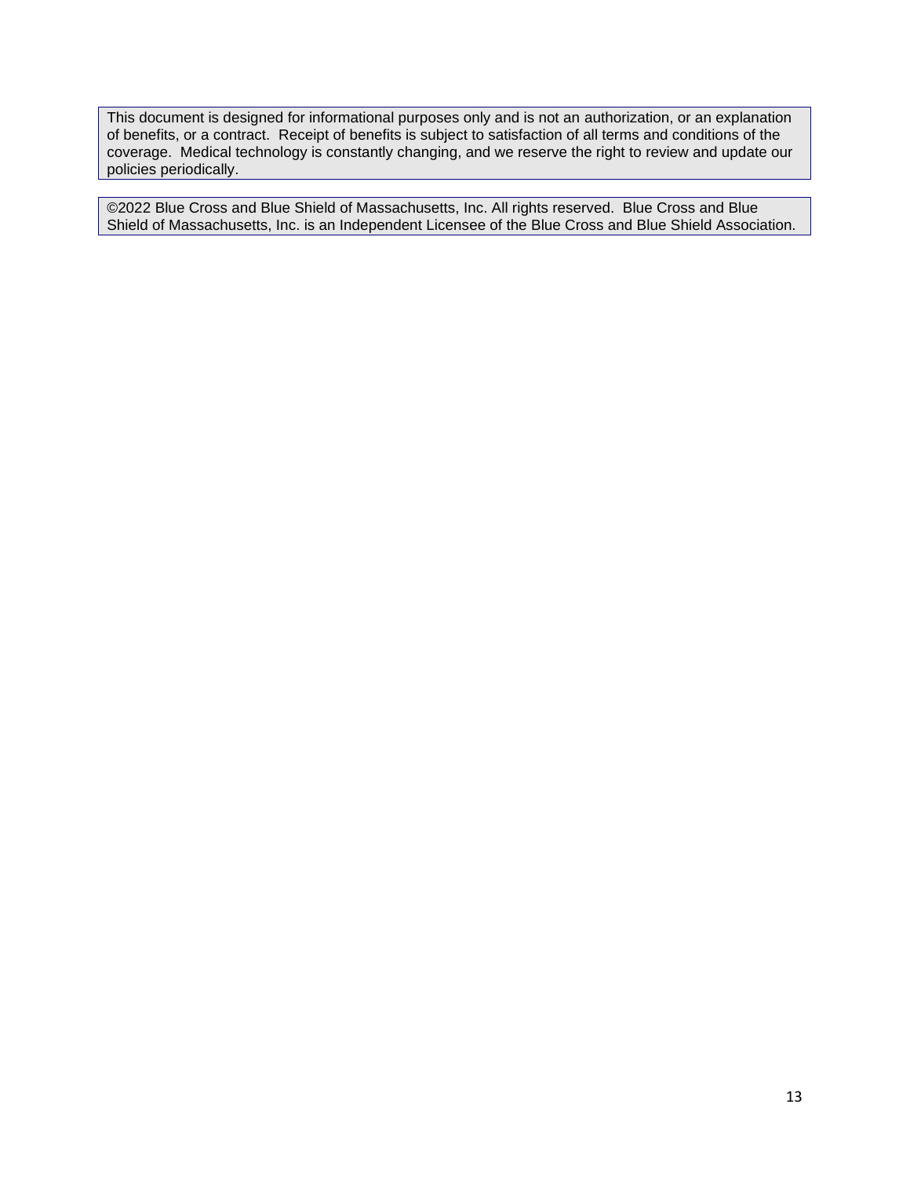This document is designed for informational purposes only and is not an authorization, or an explanation of benefits, or a contract. Receipt of benefits is subject to satisfaction of all terms and conditions of the coverage. Medical technology is constantly changing, and we reserve the right to review and update our policies periodically.

©2022 Blue Cross and Blue Shield of Massachusetts, Inc. All rights reserved. Blue Cross and Blue Shield of Massachusetts, Inc. is an Independent Licensee of the Blue Cross and Blue Shield Association.